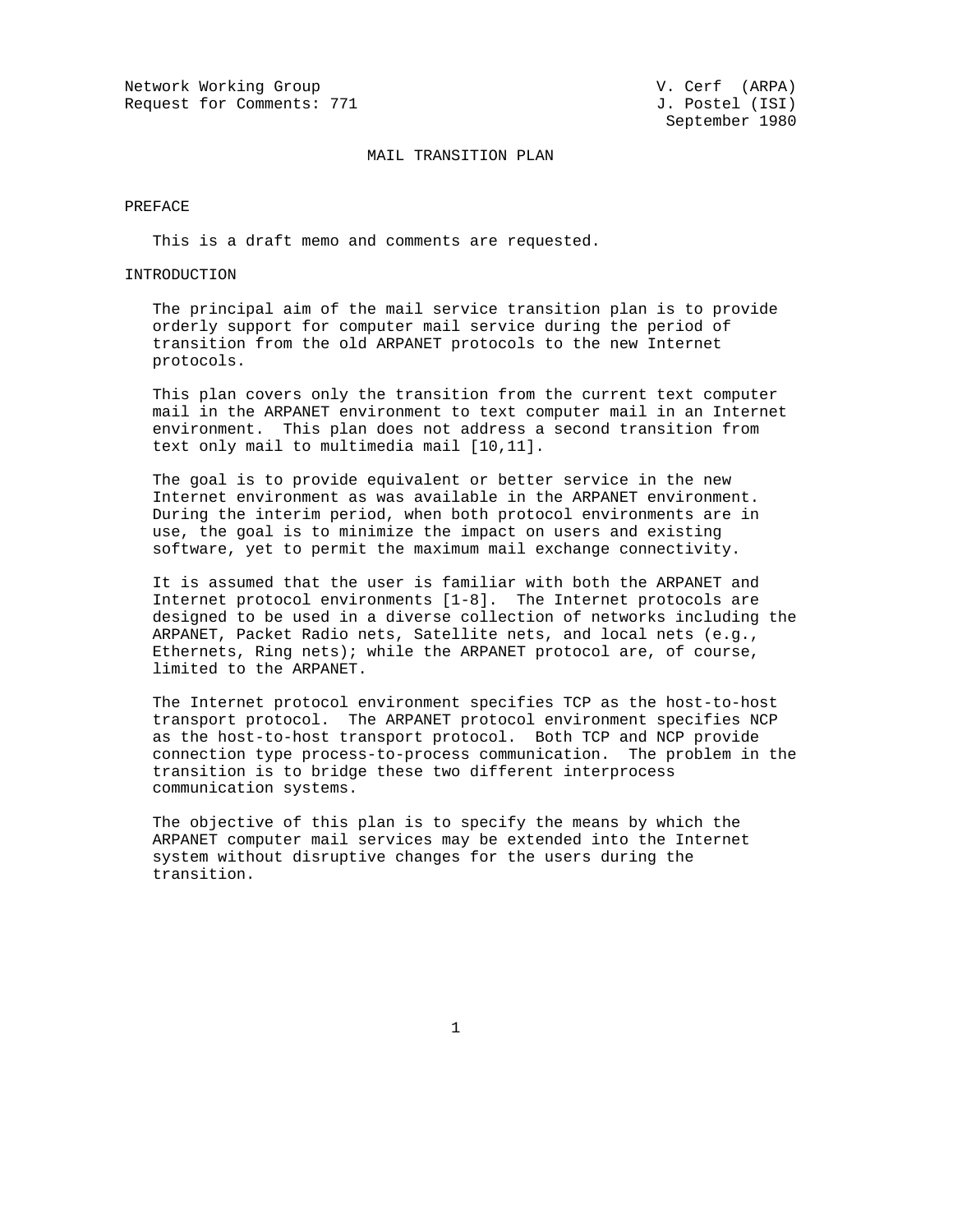Network Working Group V. Cerf (ARPA)
Request for Comments: 771 J. Postel (ISI)
September 1980

# MAIL TRANSITION PLAN

## PREFACE

This is a draft memo and comments are requested.

## INTRODUCTION

The principal aim of the mail service transition plan is to provide orderly support for computer mail service during the period of transition from the old ARPANET protocols to the new Internet protocols.

This plan covers only the transition from the current text computer mail in the ARPANET environment to text computer mail in an Internet environment. This plan does not address a second transition from text only mail to multimedia mail [10,11].

The goal is to provide equivalent or better service in the new Internet environment as was available in the ARPANET environment. During the interim period, when both protocol environments are in use, the goal is to minimize the impact on users and existing software, yet to permit the maximum mail exchange connectivity.

It is assumed that the user is familiar with both the ARPANET and Internet protocol environments [1-8]. The Internet protocols are designed to be used in a diverse collection of networks including the ARPANET, Packet Radio nets, Satellite nets, and local nets (e.g., Ethernets, Ring nets); while the ARPANET protocol are, of course, limited to the ARPANET.

The Internet protocol environment specifies TCP as the host-to-host transport protocol. The ARPANET protocol environment specifies NCP as the host-to-host transport protocol. Both TCP and NCP provide connection type process-to-process communication. The problem in the transition is to bridge these two different interprocess communication systems.

The objective of this plan is to specify the means by which the ARPANET computer mail services may be extended into the Internet system without disruptive changes for the users during the transition.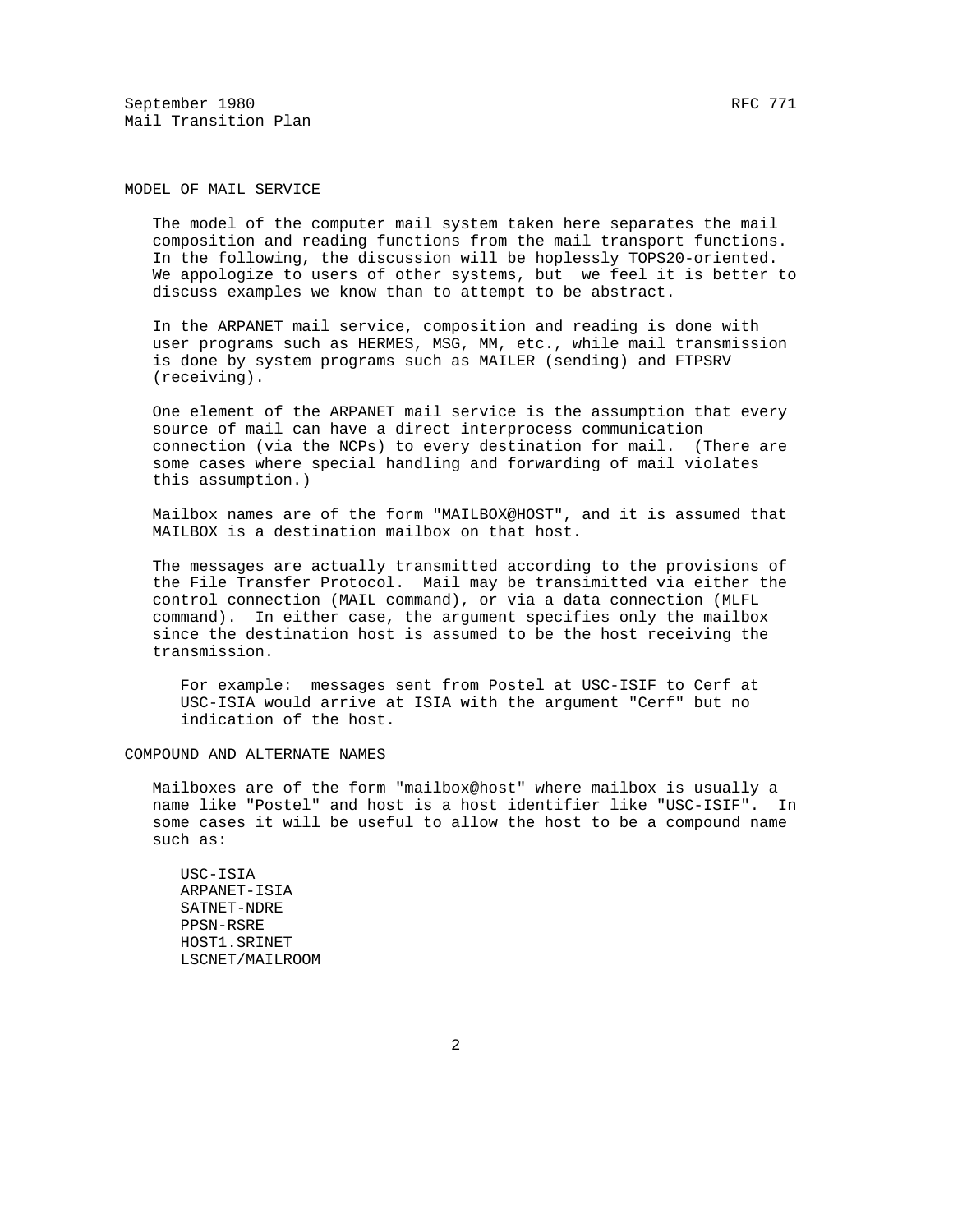## MODEL OF MAIL SERVICE

The model of the computer mail system taken here separates the mail composition and reading functions from the mail transport functions. In the following, the discussion will be hoplessly TOPS20-oriented. We appologize to users of other systems, but we feel it is better to discuss examples we know than to attempt to be abstract.

In the ARPANET mail service, composition and reading is done with user programs such as HERMES, MSG, MM, etc., while mail transmission is done by system programs such as MAILER (sending) and FTPSRV (receiving).

One element of the ARPANET mail service is the assumption that every source of mail can have a direct interprocess communication connection (via the NCPs) to every destination for mail. (There are some cases where special handling and forwarding of mail violates this assumption.)

Mailbox names are of the form "MAILBOX@HOST", and it is assumed that MAILBOX is a destination mailbox on that host.

The messages are actually transmitted according to the provisions of the File Transfer Protocol. Mail may be transimitted via either the control connection (MAIL command), or via a data connection (MLFL command). In either case, the argument specifies only the mailbox since the destination host is assumed to be the host receiving the transmission.

> For example: messages sent from Postel at USC-ISIF to Cerf at USC-ISIA would arrive at ISIA with the argument "Cerf" but no indication of the host.

## COMPOUND AND ALTERNATE NAMES

Mailboxes are of the form "mailbox@host" where mailbox is usually a name like "Postel" and host is a host identifier like "USC-ISIF". In some cases it will be useful to allow the host to be a compound name such as:

```
USC-ISIA
ARPANET-ISIA
SATNET-NDRE
PPSN-RSRE
HOST1.SRINET
LSCNET/MAILROOM
```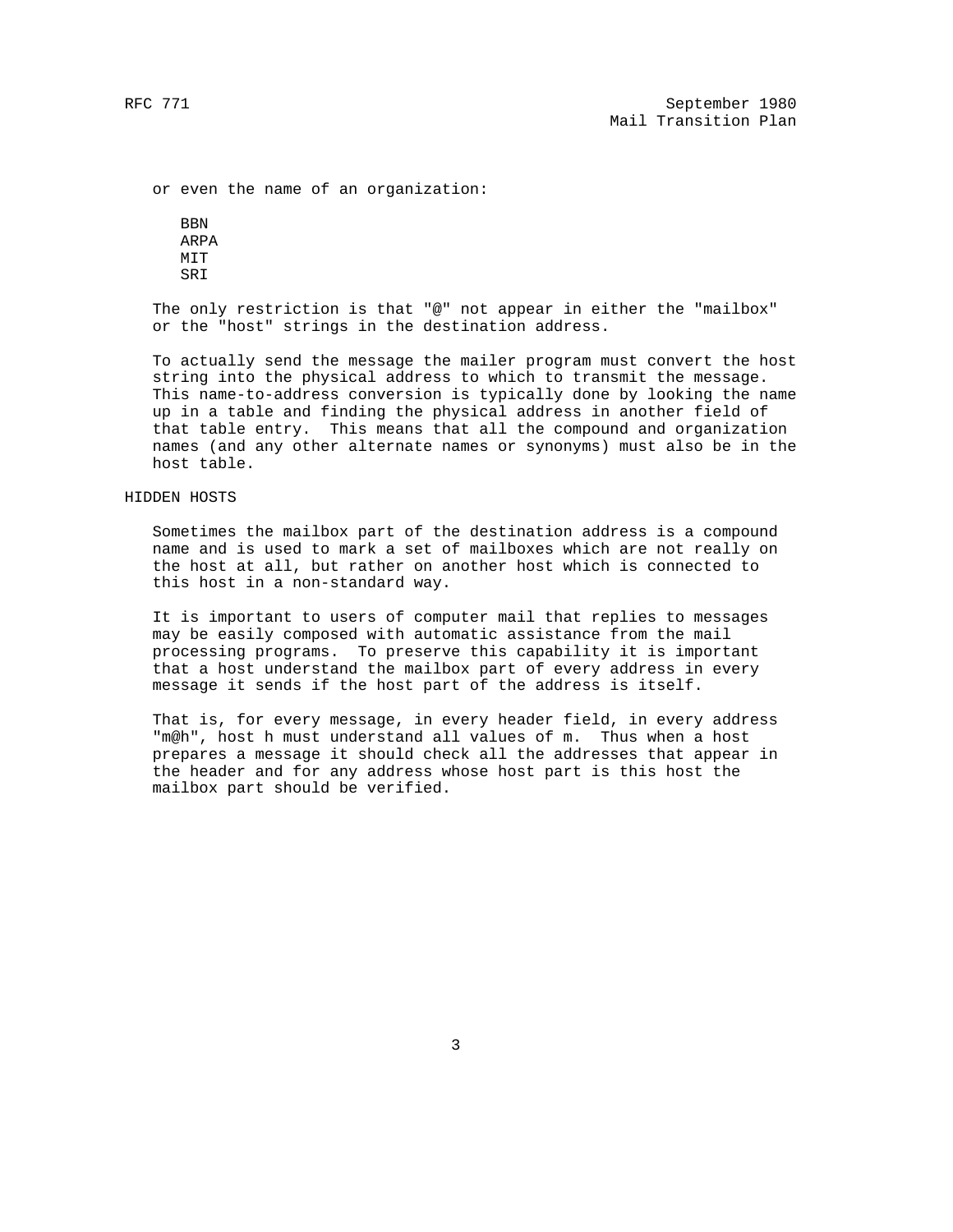or even the name of an organization:

```
BBN
ARPA
MIT
SRI
```

The only restriction is that "@" not appear in either the "mailbox" or the "host" strings in the destination address.

To actually send the message the mailer program must convert the host string into the physical address to which to transmit the message. This name-to-address conversion is typically done by looking the name up in a table and finding the physical address in another field of that table entry. This means that all the compound and organization names (and any other alternate names or synonyms) must also be in the host table.

## HIDDEN HOSTS

Sometimes the mailbox part of the destination address is a compound name and is used to mark a set of mailboxes which are not really on the host at all, but rather on another host which is connected to this host in a non-standard way.

It is important to users of computer mail that replies to messages may be easily composed with automatic assistance from the mail processing programs. To preserve this capability it is important that a host understand the mailbox part of every address in every message it sends if the host part of the address is itself.

That is, for every message, in every header field, in every address "m@h", host h must understand all values of m. Thus when a host prepares a message it should check all the addresses that appear in the header and for any address whose host part is this host the mailbox part should be verified.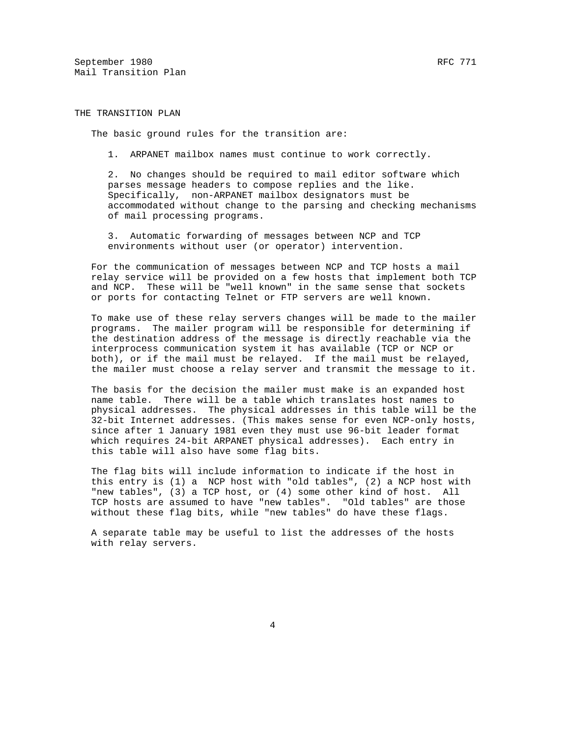## THE TRANSITION PLAN

The basic ground rules for the transition are:

1. ARPANET mailbox names must continue to work correctly.

2. No changes should be required to mail editor software which parses message headers to compose replies and the like. Specifically, non-ARPANET mailbox designators must be accommodated without change to the parsing and checking mechanisms of mail processing programs.

3. Automatic forwarding of messages between NCP and TCP environments without user (or operator) intervention.

For the communication of messages between NCP and TCP hosts a mail relay service will be provided on a few hosts that implement both TCP and NCP. These will be "well known" in the same sense that sockets or ports for contacting Telnet or FTP servers are well known.

To make use of these relay servers changes will be made to the mailer programs. The mailer program will be responsible for determining if the destination address of the message is directly reachable via the interprocess communication system it has available (TCP or NCP or both), or if the mail must be relayed. If the mail must be relayed, the mailer must choose a relay server and transmit the message to it.

The basis for the decision the mailer must make is an expanded host name table. There will be a table which translates host names to physical addresses. The physical addresses in this table will be the 32-bit Internet addresses. (This makes sense for even NCP-only hosts, since after 1 January 1981 even they must use 96-bit leader format which requires 24-bit ARPANET physical addresses). Each entry in this table will also have some flag bits.

The flag bits will include information to indicate if the host in this entry is (1) a NCP host with "old tables", (2) a NCP host with "new tables", (3) a TCP host, or (4) some other kind of host. All TCP hosts are assumed to have "new tables". "Old tables" are those without these flag bits, while "new tables" do have these flags.

A separate table may be useful to list the addresses of the hosts with relay servers.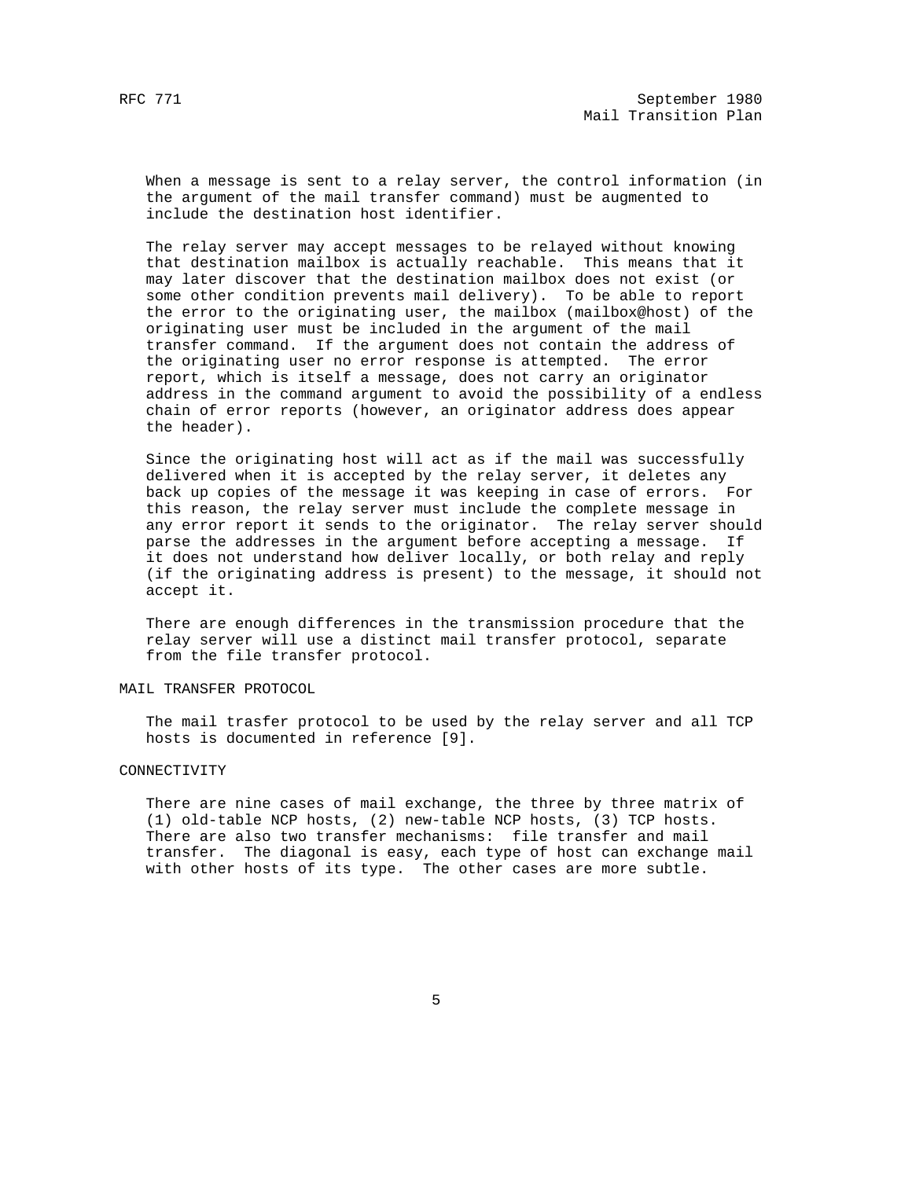When a message is sent to a relay server, the control information (in the argument of the mail transfer command) must be augmented to include the destination host identifier.

The relay server may accept messages to be relayed without knowing that destination mailbox is actually reachable. This means that it may later discover that the destination mailbox does not exist (or some other condition prevents mail delivery). To be able to report the error to the originating user, the mailbox (mailbox@host) of the originating user must be included in the argument of the mail transfer command. If the argument does not contain the address of the originating user no error response is attempted. The error report, which is itself a message, does not carry an originator address in the command argument to avoid the possibility of a endless chain of error reports (however, an originator address does appear the header).

Since the originating host will act as if the mail was successfully delivered when it is accepted by the relay server, it deletes any back up copies of the message it was keeping in case of errors. For this reason, the relay server must include the complete message in any error report it sends to the originator. The relay server should parse the addresses in the argument before accepting a message. If it does not understand how deliver locally, or both relay and reply (if the originating address is present) to the message, it should not accept it.

There are enough differences in the transmission procedure that the relay server will use a distinct mail transfer protocol, separate from the file transfer protocol.

## MAIL TRANSFER PROTOCOL

The mail trasfer protocol to be used by the relay server and all TCP hosts is documented in reference [9].

## CONNECTIVITY

There are nine cases of mail exchange, the three by three matrix of (1) old-table NCP hosts, (2) new-table NCP hosts, (3) TCP hosts. There are also two transfer mechanisms: file transfer and mail transfer. The diagonal is easy, each type of host can exchange mail with other hosts of its type. The other cases are more subtle.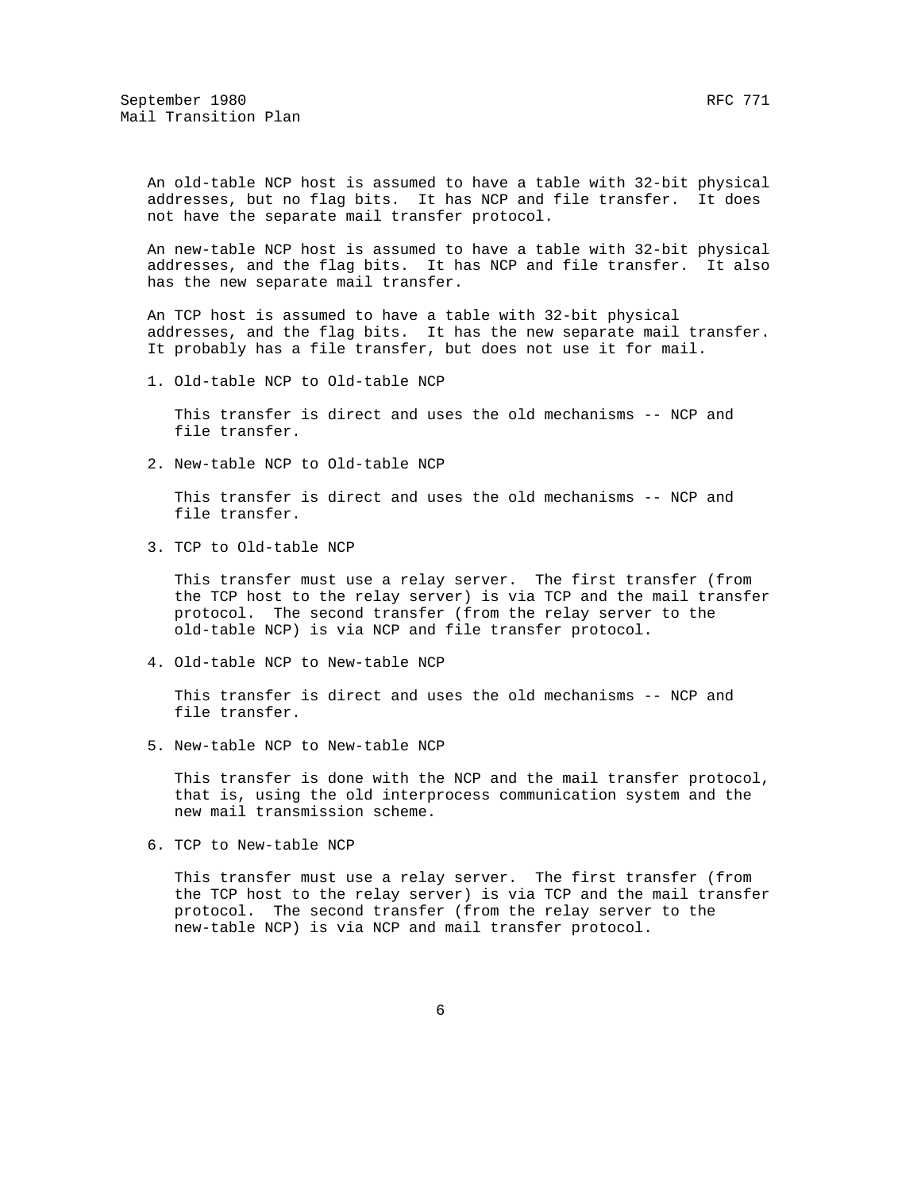An old-table NCP host is assumed to have a table with 32-bit physical addresses, but no flag bits. It has NCP and file transfer. It does not have the separate mail transfer protocol.

An new-table NCP host is assumed to have a table with 32-bit physical addresses, and the flag bits. It has NCP and file transfer. It also has the new separate mail transfer.

An TCP host is assumed to have a table with 32-bit physical addresses, and the flag bits. It has the new separate mail transfer. It probably has a file transfer, but does not use it for mail.

1. Old-table NCP to Old-table NCP

   This transfer is direct and uses the old mechanisms -- NCP and file transfer.

2. New-table NCP to Old-table NCP

   This transfer is direct and uses the old mechanisms -- NCP and file transfer.

3. TCP to Old-table NCP

   This transfer must use a relay server. The first transfer (from the TCP host to the relay server) is via TCP and the mail transfer protocol. The second transfer (from the relay server to the old-table NCP) is via NCP and file transfer protocol.

4. Old-table NCP to New-table NCP

   This transfer is direct and uses the old mechanisms -- NCP and file transfer.

5. New-table NCP to New-table NCP

   This transfer is done with the NCP and the mail transfer protocol, that is, using the old interprocess communication system and the new mail transmission scheme.

6. TCP to New-table NCP

   This transfer must use a relay server. The first transfer (from the TCP host to the relay server) is via TCP and the mail transfer protocol. The second transfer (from the relay server to the new-table NCP) is via NCP and mail transfer protocol.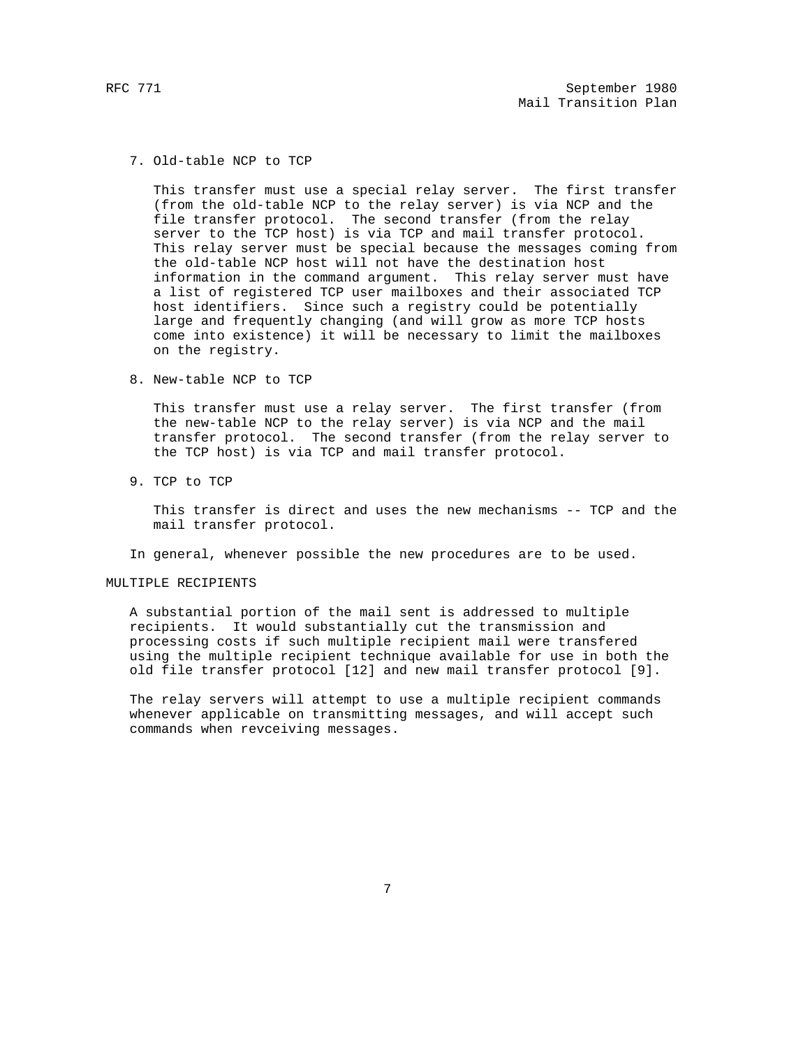7. Old-table NCP to TCP

   This transfer must use a special relay server. The first transfer (from the old-table NCP to the relay server) is via NCP and the file transfer protocol. The second transfer (from the relay server to the TCP host) is via TCP and mail transfer protocol. This relay server must be special because the messages coming from the old-table NCP host will not have the destination host information in the command argument. This relay server must have a list of registered TCP user mailboxes and their associated TCP host identifiers. Since such a registry could be potentially large and frequently changing (and will grow as more TCP hosts come into existence) it will be necessary to limit the mailboxes on the registry.

8. New-table NCP to TCP

   This transfer must use a relay server. The first transfer (from the new-table NCP to the relay server) is via NCP and the mail transfer protocol. The second transfer (from the relay server to the TCP host) is via TCP and mail transfer protocol.

9. TCP to TCP

   This transfer is direct and uses the new mechanisms -- TCP and the mail transfer protocol.

In general, whenever possible the new procedures are to be used.

## MULTIPLE RECIPIENTS

A substantial portion of the mail sent is addressed to multiple recipients. It would substantially cut the transmission and processing costs if such multiple recipient mail were transfered using the multiple recipient technique available for use in both the old file transfer protocol [12] and new mail transfer protocol [9].

The relay servers will attempt to use a multiple recipient commands whenever applicable on transmitting messages, and will accept such commands when revceiving messages.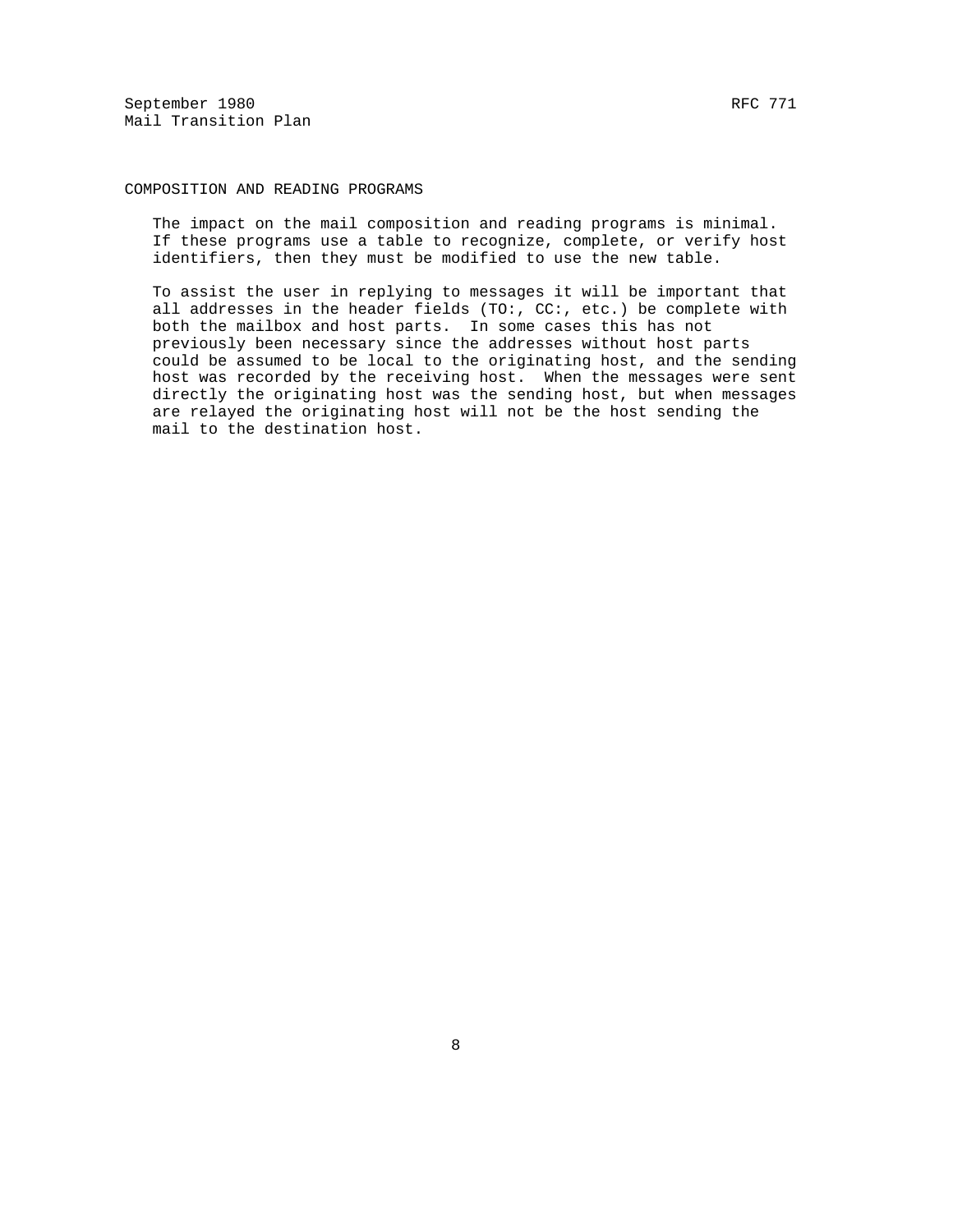## COMPOSITION AND READING PROGRAMS

The impact on the mail composition and reading programs is minimal. If these programs use a table to recognize, complete, or verify host identifiers, then they must be modified to use the new table.

To assist the user in replying to messages it will be important that all addresses in the header fields (TO:, CC:, etc.) be complete with both the mailbox and host parts. In some cases this has not previously been necessary since the addresses without host parts could be assumed to be local to the originating host, and the sending host was recorded by the receiving host. When the messages were sent directly the originating host was the sending host, but when messages are relayed the originating host will not be the host sending the mail to the destination host.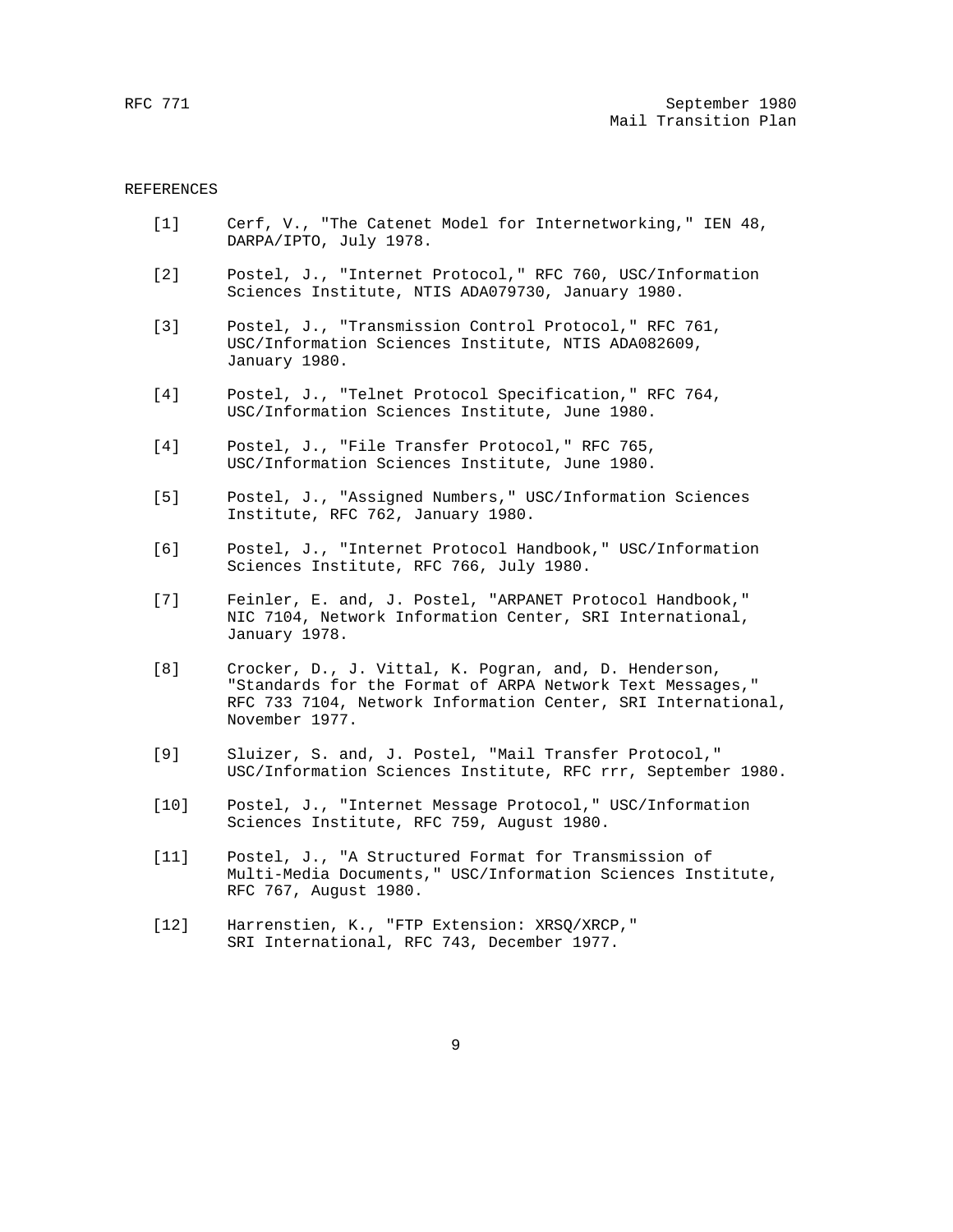# REFERENCES

[1] Cerf, V., "The Catenet Model for Internetworking," IEN 48, DARPA/IPTO, July 1978.

[2] Postel, J., "Internet Protocol," RFC 760, USC/Information Sciences Institute, NTIS ADA079730, January 1980.

[3] Postel, J., "Transmission Control Protocol," RFC 761, USC/Information Sciences Institute, NTIS ADA082609, January 1980.

[4] Postel, J., "Telnet Protocol Specification," RFC 764, USC/Information Sciences Institute, June 1980.

[4] Postel, J., "File Transfer Protocol," RFC 765, USC/Information Sciences Institute, June 1980.

[5] Postel, J., "Assigned Numbers," USC/Information Sciences Institute, RFC 762, January 1980.

[6] Postel, J., "Internet Protocol Handbook," USC/Information Sciences Institute, RFC 766, July 1980.

[7] Feinler, E. and, J. Postel, "ARPANET Protocol Handbook," NIC 7104, Network Information Center, SRI International, January 1978.

[8] Crocker, D., J. Vittal, K. Pogran, and, D. Henderson, "Standards for the Format of ARPA Network Text Messages," RFC 733 7104, Network Information Center, SRI International, November 1977.

[9] Sluizer, S. and, J. Postel, "Mail Transfer Protocol," USC/Information Sciences Institute, RFC rrr, September 1980.

[10] Postel, J., "Internet Message Protocol," USC/Information Sciences Institute, RFC 759, August 1980.

[11] Postel, J., "A Structured Format for Transmission of Multi-Media Documents," USC/Information Sciences Institute, RFC 767, August 1980.

[12] Harrenstien, K., "FTP Extension: XRSQ/XRCP," SRI International, RFC 743, December 1977.